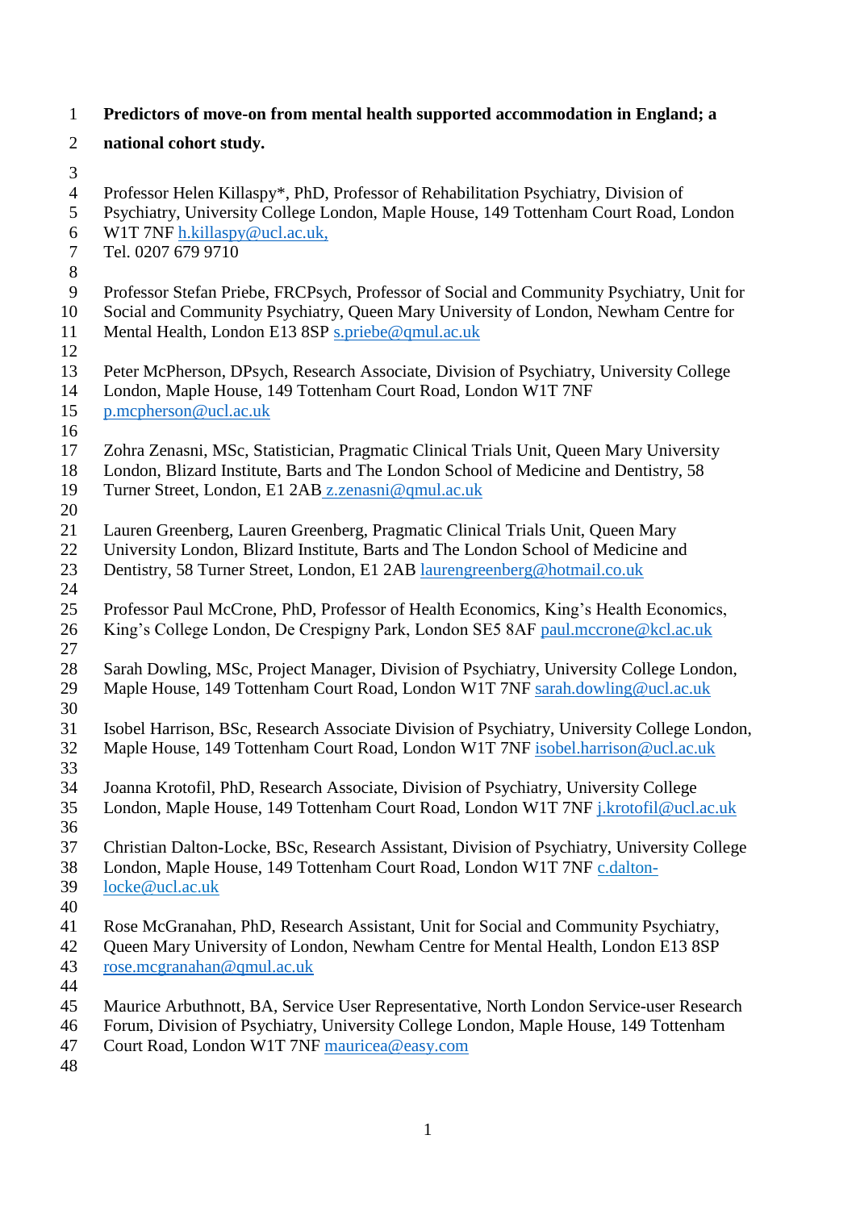# Predictors of move-on from mental health supported accommodation in England; a national cohort study.

Professor Helen Killaspy*, PhD, Professor of Rehabilitation Psychiatry, Division of Psychiatry, University College London, Maple House, 149 Tottenham Court Road, London W1T 7NF h.killaspy@ucl.ac.uk,
Tel. 0207 679 9710

Professor Stefan Priebe, FRCPsych, Professor of Social and Community Psychiatry, Unit for Social and Community Psychiatry, Queen Mary University of London, Newham Centre for Mental Health, London E13 8SP s.priebe@qmul.ac.uk

Peter McPherson, DPsych, Research Associate, Division of Psychiatry, University College London, Maple House, 149 Tottenham Court Road, London W1T 7NF p.mcpherson@ucl.ac.uk

Zohra Zenasni, MSc, Statistician, Pragmatic Clinical Trials Unit, Queen Mary University London, Blizard Institute, Barts and The London School of Medicine and Dentistry, 58 Turner Street, London, E1 2AB z.zenasni@qmul.ac.uk

Lauren Greenberg, Lauren Greenberg, Pragmatic Clinical Trials Unit, Queen Mary University London, Blizard Institute, Barts and The London School of Medicine and Dentistry, 58 Turner Street, London, E1 2AB laurengreenberg@hotmail.co.uk

Professor Paul McCrone, PhD, Professor of Health Economics, King's Health Economics, King's College London, De Crespigny Park, London SE5 8AF paul.mccrone@kcl.ac.uk

Sarah Dowling, MSc, Project Manager, Division of Psychiatry, University College London, Maple House, 149 Tottenham Court Road, London W1T 7NF sarah.dowling@ucl.ac.uk

Isobel Harrison, BSc, Research Associate Division of Psychiatry, University College London, Maple House, 149 Tottenham Court Road, London W1T 7NF isobel.harrison@ucl.ac.uk

Joanna Krotofil, PhD, Research Associate, Division of Psychiatry, University College London, Maple House, 149 Tottenham Court Road, London W1T 7NF j.krotofil@ucl.ac.uk

Christian Dalton-Locke, BSc, Research Assistant, Division of Psychiatry, University College London, Maple House, 149 Tottenham Court Road, London W1T 7NF c.dalton-locke@ucl.ac.uk

Rose McGranahan, PhD, Research Assistant, Unit for Social and Community Psychiatry, Queen Mary University of London, Newham Centre for Mental Health, London E13 8SP rose.mcgranahan@qmul.ac.uk

Maurice Arbuthnott, BA, Service User Representative, North London Service-user Research Forum, Division of Psychiatry, University College London, Maple House, 149 Tottenham Court Road, London W1T 7NF mauricea@easy.com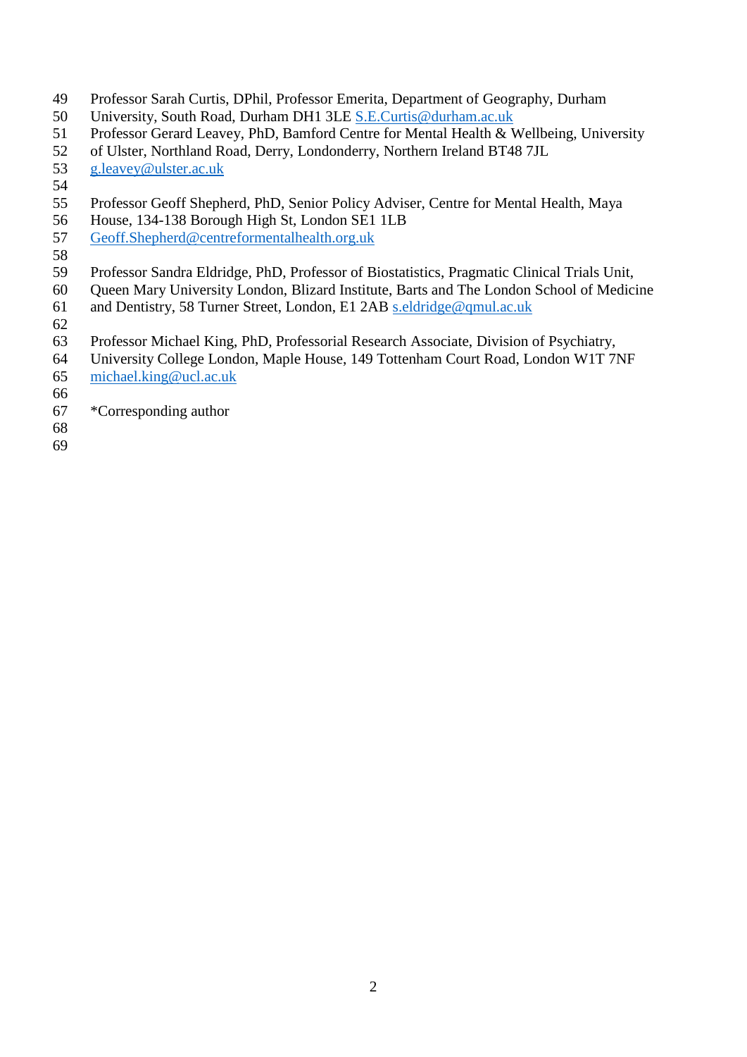Professor Sarah Curtis, DPhil, Professor Emerita, Department of Geography, Durham University, South Road, Durham DH1 3LE S.E.Curtis@durham.ac.uk

Professor Gerard Leavey, PhD, Bamford Centre for Mental Health & Wellbeing, University of Ulster, Northland Road, Derry, Londonderry, Northern Ireland BT48 7JL g.leavey@ulster.ac.uk

Professor Geoff Shepherd, PhD, Senior Policy Adviser, Centre for Mental Health, Maya House, 134-138 Borough High St, London SE1 1LB Geoff.Shepherd@centreformentalhealth.org.uk

Professor Sandra Eldridge, PhD, Professor of Biostatistics, Pragmatic Clinical Trials Unit, Queen Mary University London, Blizard Institute, Barts and The London School of Medicine and Dentistry, 58 Turner Street, London, E1 2AB s.eldridge@qmul.ac.uk

Professor Michael King, PhD, Professorial Research Associate, Division of Psychiatry, University College London, Maple House, 149 Tottenham Court Road, London W1T 7NF michael.king@ucl.ac.uk

*Corresponding author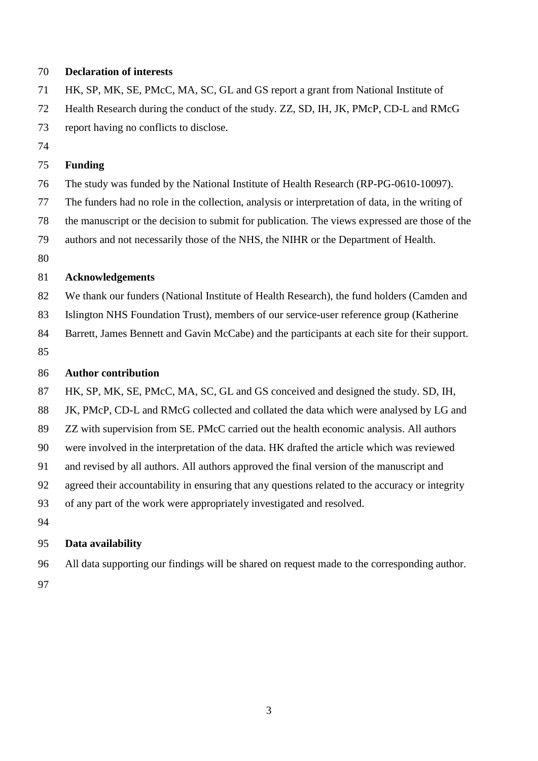## Declaration of interests

HK, SP, MK, SE, PMcC, MA, SC, GL and GS report a grant from National Institute of Health Research during the conduct of the study. ZZ, SD, IH, JK, PMcP, CD-L and RMcG report having no conflicts to disclose.

## Funding

The study was funded by the National Institute of Health Research (RP-PG-0610-10097). The funders had no role in the collection, analysis or interpretation of data, in the writing of the manuscript or the decision to submit for publication. The views expressed are those of the authors and not necessarily those of the NHS, the NIHR or the Department of Health.

## Acknowledgements

We thank our funders (National Institute of Health Research), the fund holders (Camden and Islington NHS Foundation Trust), members of our service-user reference group (Katherine Barrett, James Bennett and Gavin McCabe) and the participants at each site for their support.

## Author contribution

HK, SP, MK, SE, PMcC, MA, SC, GL and GS conceived and designed the study. SD, IH, JK, PMcP, CD-L and RMcG collected and collated the data which were analysed by LG and ZZ with supervision from SE. PMcC carried out the health economic analysis. All authors were involved in the interpretation of the data. HK drafted the article which was reviewed and revised by all authors. All authors approved the final version of the manuscript and agreed their accountability in ensuring that any questions related to the accuracy or integrity of any part of the work were appropriately investigated and resolved.

## Data availability

All data supporting our findings will be shared on request made to the corresponding author.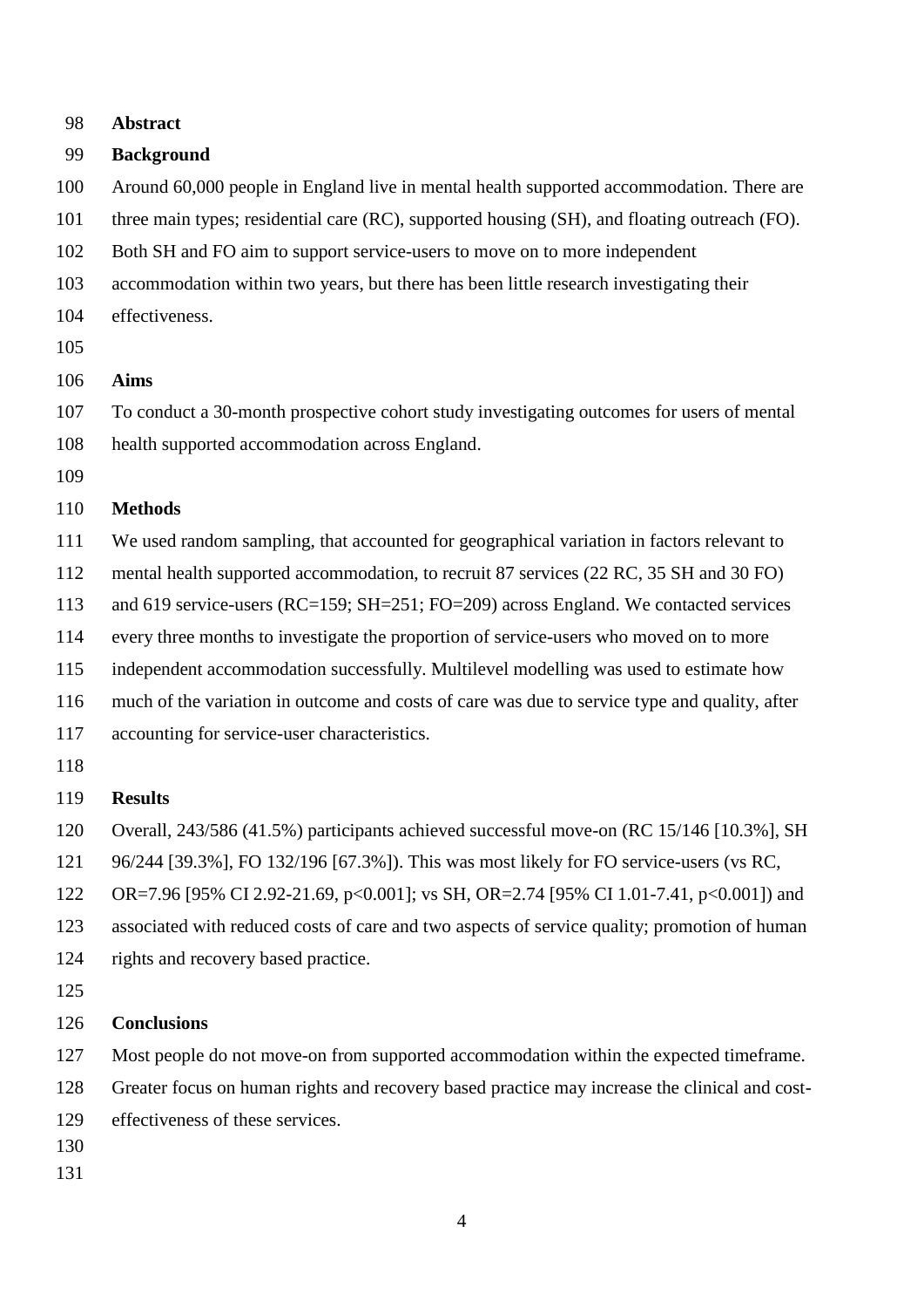## Abstract

### Background

Around 60,000 people in England live in mental health supported accommodation. There are three main types; residential care (RC), supported housing (SH), and floating outreach (FO). Both SH and FO aim to support service-users to move on to more independent accommodation within two years, but there has been little research investigating their effectiveness.

### Aims

To conduct a 30-month prospective cohort study investigating outcomes for users of mental health supported accommodation across England.

### Methods

We used random sampling, that accounted for geographical variation in factors relevant to mental health supported accommodation, to recruit 87 services (22 RC, 35 SH and 30 FO) and 619 service-users (RC=159; SH=251; FO=209) across England. We contacted services every three months to investigate the proportion of service-users who moved on to more independent accommodation successfully. Multilevel modelling was used to estimate how much of the variation in outcome and costs of care was due to service type and quality, after accounting for service-user characteristics.

### Results

Overall, 243/586 (41.5%) participants achieved successful move-on (RC 15/146 [10.3%], SH 96/244 [39.3%], FO 132/196 [67.3%]). This was most likely for FO service-users (vs RC, OR=7.96 [95% CI 2.92-21.69, $p<0.001$]; vs SH, OR=2.74 [95% CI 1.01-7.41, $p<0.001$]) and associated with reduced costs of care and two aspects of service quality; promotion of human rights and recovery based practice.

### Conclusions

Most people do not move-on from supported accommodation within the expected timeframe. Greater focus on human rights and recovery based practice may increase the clinical and cost-effectiveness of these services.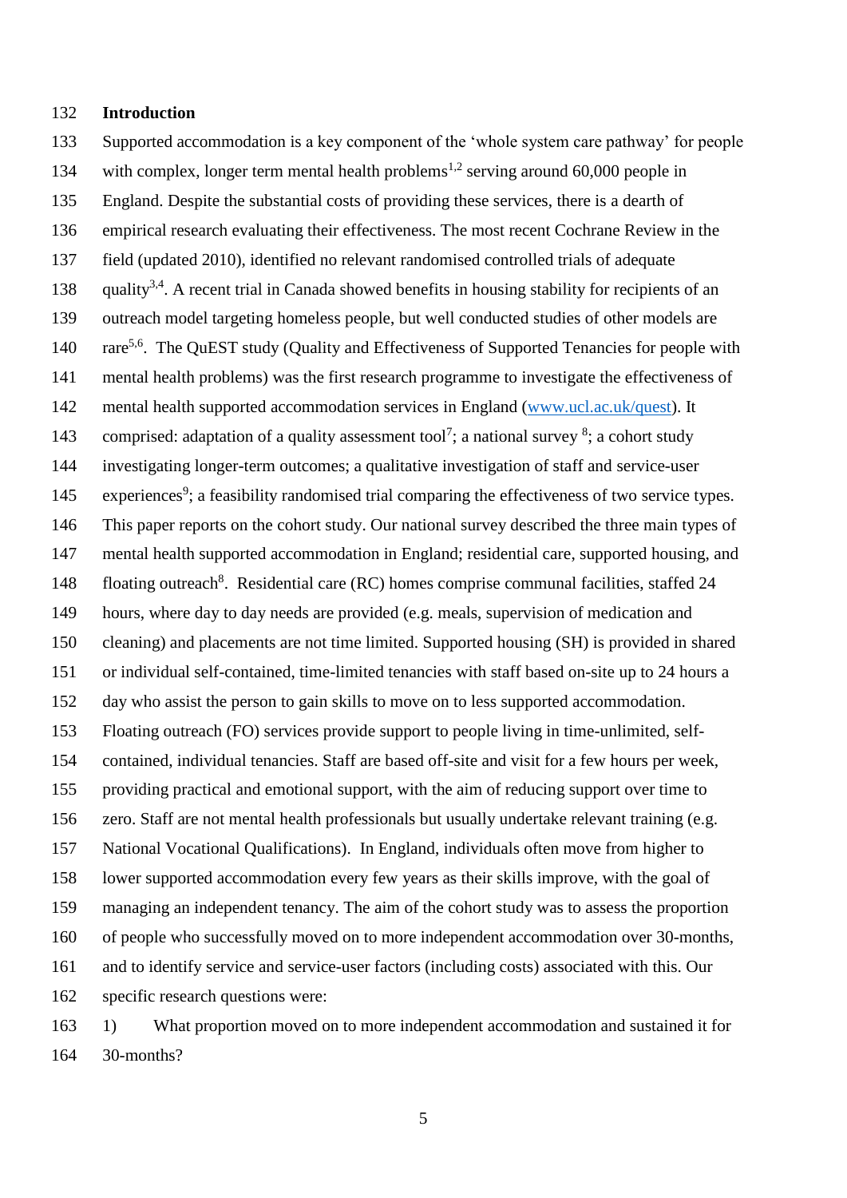## Introduction

Supported accommodation is a key component of the 'whole system care pathway' for people with complex, longer term mental health problems[1,2] serving around 60,000 people in England. Despite the substantial costs of providing these services, there is a dearth of empirical research evaluating their effectiveness. The most recent Cochrane Review in the field (updated 2010), identified no relevant randomised controlled trials of adequate quality[3,4]. A recent trial in Canada showed benefits in housing stability for recipients of an outreach model targeting homeless people, but well conducted studies of other models are rare[5,6]. The QuEST study (Quality and Effectiveness of Supported Tenancies for people with mental health problems) was the first research programme to investigate the effectiveness of mental health supported accommodation services in England (www.ucl.ac.uk/quest). It comprised: adaptation of a quality assessment tool[7]; a national survey [8]; a cohort study investigating longer-term outcomes; a qualitative investigation of staff and service-user experiences[9]; a feasibility randomised trial comparing the effectiveness of two service types. This paper reports on the cohort study. Our national survey described the three main types of mental health supported accommodation in England; residential care, supported housing, and floating outreach[8]. Residential care (RC) homes comprise communal facilities, staffed 24 hours, where day to day needs are provided (e.g. meals, supervision of medication and cleaning) and placements are not time limited. Supported housing (SH) is provided in shared or individual self-contained, time-limited tenancies with staff based on-site up to 24 hours a day who assist the person to gain skills to move on to less supported accommodation. Floating outreach (FO) services provide support to people living in time-unlimited, self-contained, individual tenancies. Staff are based off-site and visit for a few hours per week, providing practical and emotional support, with the aim of reducing support over time to zero. Staff are not mental health professionals but usually undertake relevant training (e.g. National Vocational Qualifications). In England, individuals often move from higher to lower supported accommodation every few years as their skills improve, with the goal of managing an independent tenancy. The aim of the cohort study was to assess the proportion of people who successfully moved on to more independent accommodation over 30-months, and to identify service and service-user factors (including costs) associated with this. Our specific research questions were:

1) What proportion moved on to more independent accommodation and sustained it for 30-months?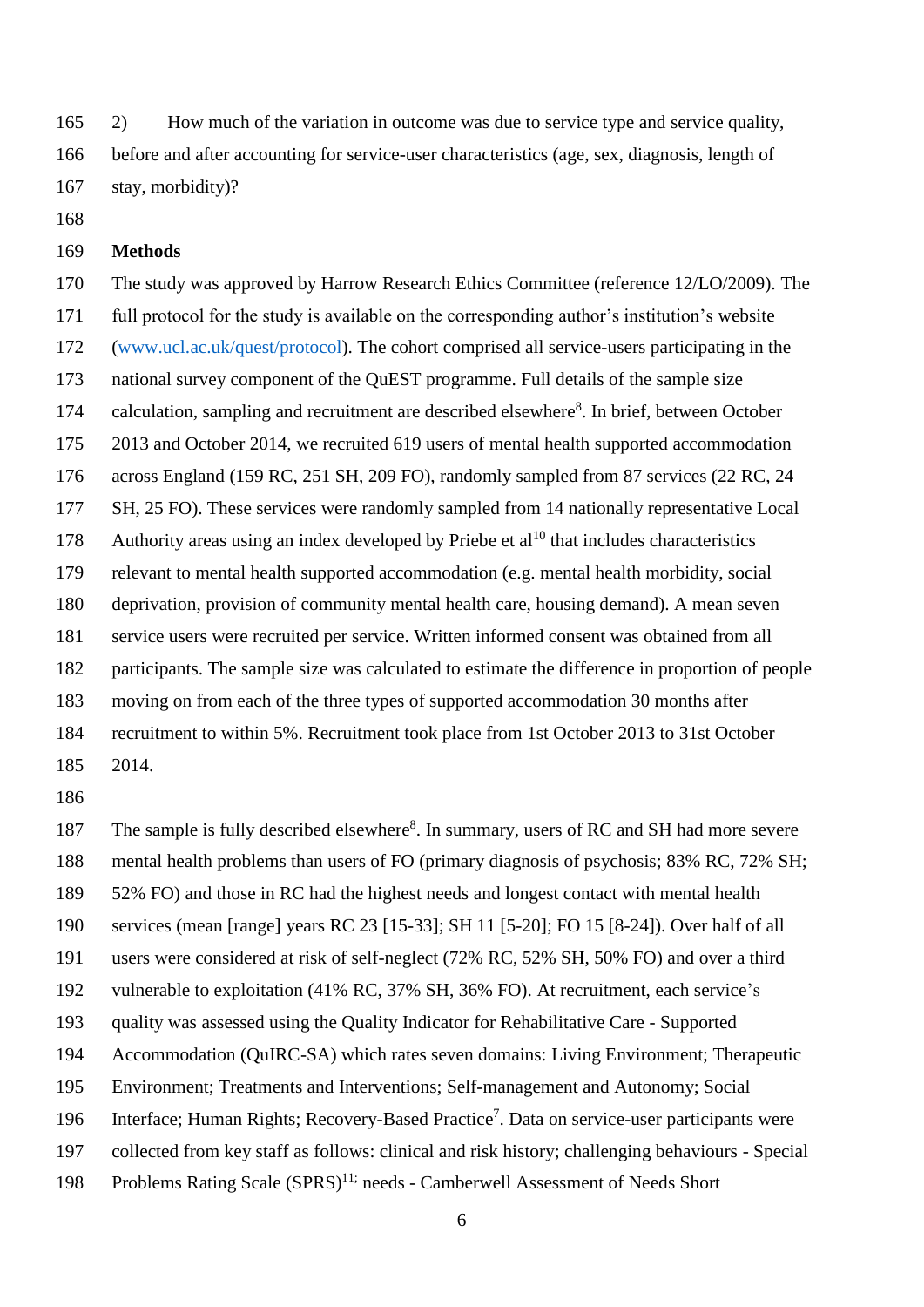2) How much of the variation in outcome was due to service type and service quality, before and after accounting for service-user characteristics (age, sex, diagnosis, length of stay, morbidity)?

## Methods

The study was approved by Harrow Research Ethics Committee (reference 12/LO/2009). The full protocol for the study is available on the corresponding author's institution's website (www.ucl.ac.uk/quest/protocol). The cohort comprised all service-users participating in the national survey component of the QuEST programme. Full details of the sample size calculation, sampling and recruitment are described elsewhere[8]. In brief, between October 2013 and October 2014, we recruited 619 users of mental health supported accommodation across England (159 RC, 251 SH, 209 FO), randomly sampled from 87 services (22 RC, 24 SH, 25 FO). These services were randomly sampled from 14 nationally representative Local Authority areas using an index developed by Priebe et al[10] that includes characteristics relevant to mental health supported accommodation (e.g. mental health morbidity, social deprivation, provision of community mental health care, housing demand). A mean seven service users were recruited per service. Written informed consent was obtained from all participants. The sample size was calculated to estimate the difference in proportion of people moving on from each of the three types of supported accommodation 30 months after recruitment to within 5%. Recruitment took place from 1st October 2013 to 31st October 2014.

The sample is fully described elsewhere[8]. In summary, users of RC and SH had more severe mental health problems than users of FO (primary diagnosis of psychosis; 83% RC, 72% SH; 52% FO) and those in RC had the highest needs and longest contact with mental health services (mean [range] years RC 23 [15-33]; SH 11 [5-20]; FO 15 [8-24]). Over half of all users were considered at risk of self-neglect (72% RC, 52% SH, 50% FO) and over a third vulnerable to exploitation (41% RC, 37% SH, 36% FO). At recruitment, each service's quality was assessed using the Quality Indicator for Rehabilitative Care - Supported Accommodation (QuIRC-SA) which rates seven domains: Living Environment; Therapeutic Environment; Treatments and Interventions; Self-management and Autonomy; Social Interface; Human Rights; Recovery-Based Practice[7]. Data on service-user participants were collected from key staff as follows: clinical and risk history; challenging behaviours - Special Problems Rating Scale (SPRS)[11]; needs - Camberwell Assessment of Needs Short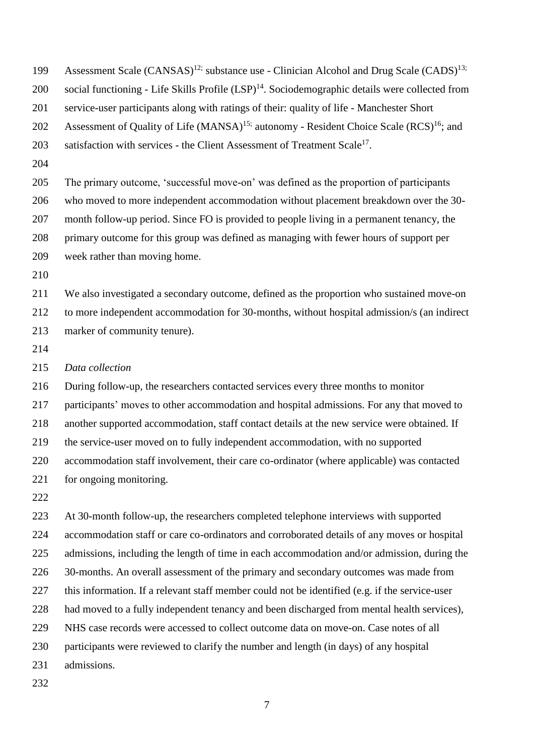Assessment Scale (CANSAS)[12;] substance use - Clinician Alcohol and Drug Scale (CADS)[13;] social functioning - Life Skills Profile (LSP)[14]. Sociodemographic details were collected from service-user participants along with ratings of their: quality of life - Manchester Short Assessment of Quality of Life (MANSA)[15;] autonomy - Resident Choice Scale (RCS)[16]; and satisfaction with services - the Client Assessment of Treatment Scale[17].

The primary outcome, 'successful move-on' was defined as the proportion of participants who moved to more independent accommodation without placement breakdown over the 30-month follow-up period. Since FO is provided to people living in a permanent tenancy, the primary outcome for this group was defined as managing with fewer hours of support per week rather than moving home.

We also investigated a secondary outcome, defined as the proportion who sustained move-on to more independent accommodation for 30-months, without hospital admission/s (an indirect marker of community tenure).

*Data collection*

During follow-up, the researchers contacted services every three months to monitor participants' moves to other accommodation and hospital admissions. For any that moved to another supported accommodation, staff contact details at the new service were obtained. If the service-user moved on to fully independent accommodation, with no supported accommodation staff involvement, their care co-ordinator (where applicable) was contacted for ongoing monitoring.

At 30-month follow-up, the researchers completed telephone interviews with supported accommodation staff or care co-ordinators and corroborated details of any moves or hospital admissions, including the length of time in each accommodation and/or admission, during the 30-months. An overall assessment of the primary and secondary outcomes was made from this information. If a relevant staff member could not be identified (e.g. if the service-user had moved to a fully independent tenancy and been discharged from mental health services), NHS case records were accessed to collect outcome data on move-on. Case notes of all participants were reviewed to clarify the number and length (in days) of any hospital admissions.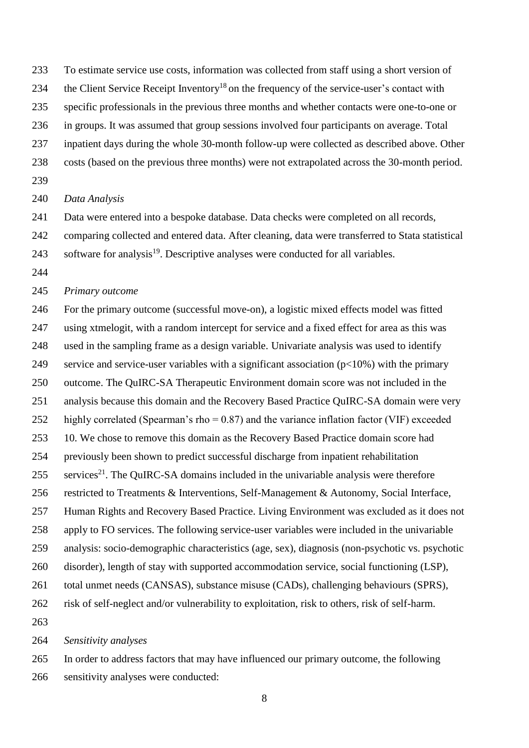To estimate service use costs, information was collected from staff using a short version of the Client Service Receipt Inventory[18] on the frequency of the service-user's contact with specific professionals in the previous three months and whether contacts were one-to-one or in groups. It was assumed that group sessions involved four participants on average. Total inpatient days during the whole 30-month follow-up were collected as described above. Other costs (based on the previous three months) were not extrapolated across the 30-month period.

*Data Analysis*

Data were entered into a bespoke database. Data checks were completed on all records, comparing collected and entered data. After cleaning, data were transferred to Stata statistical software for analysis[19]. Descriptive analyses were conducted for all variables.

*Primary outcome*

For the primary outcome (successful move-on), a logistic mixed effects model was fitted using xtmelogit, with a random intercept for service and a fixed effect for area as this was used in the sampling frame as a design variable. Univariate analysis was used to identify service and service-user variables with a significant association ($p<10\%$) with the primary outcome. The QuIRC-SA Therapeutic Environment domain score was not included in the analysis because this domain and the Recovery Based Practice QuIRC-SA domain were very highly correlated (Spearman's rho = 0.87) and the variance inflation factor (VIF) exceeded 10. We chose to remove this domain as the Recovery Based Practice domain score had previously been shown to predict successful discharge from inpatient rehabilitation services[21]. The QuIRC-SA domains included in the univariable analysis were therefore restricted to Treatments & Interventions, Self-Management & Autonomy, Social Interface, Human Rights and Recovery Based Practice. Living Environment was excluded as it does not apply to FO services. The following service-user variables were included in the univariable analysis: socio-demographic characteristics (age, sex), diagnosis (non-psychotic vs. psychotic disorder), length of stay with supported accommodation service, social functioning (LSP), total unmet needs (CANSAS), substance misuse (CADs), challenging behaviours (SPRS), risk of self-neglect and/or vulnerability to exploitation, risk to others, risk of self-harm.

*Sensitivity analyses*

In order to address factors that may have influenced our primary outcome, the following sensitivity analyses were conducted: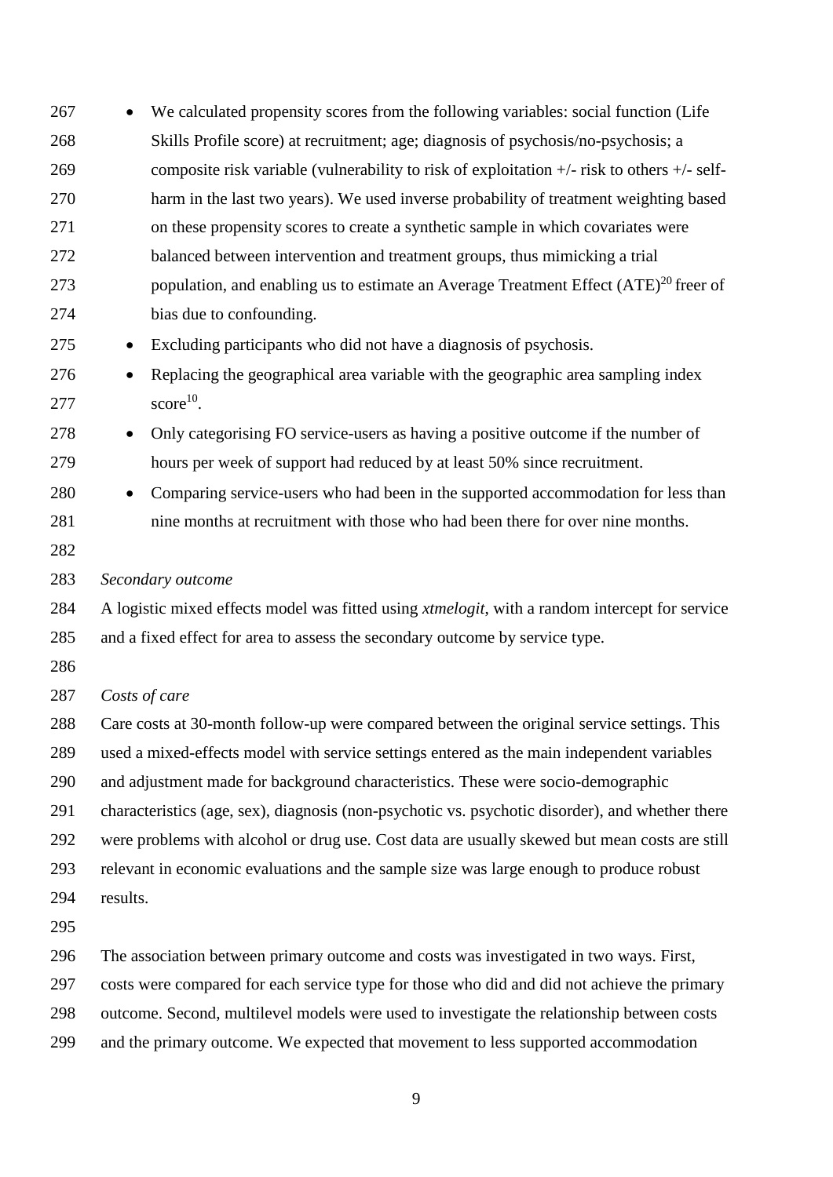- We calculated propensity scores from the following variables: social function (Life Skills Profile score) at recruitment; age; diagnosis of psychosis/no-psychosis; a composite risk variable (vulnerability to risk of exploitation +/- risk to others +/- self-harm in the last two years). We used inverse probability of treatment weighting based on these propensity scores to create a synthetic sample in which covariates were balanced between intervention and treatment groups, thus mimicking a trial population, and enabling us to estimate an Average Treatment Effect (ATE)[20] freer of bias due to confounding.
- Excluding participants who did not have a diagnosis of psychosis.
- Replacing the geographical area variable with the geographic area sampling index score[10].
- Only categorising FO service-users as having a positive outcome if the number of hours per week of support had reduced by at least 50% since recruitment.
- Comparing service-users who had been in the supported accommodation for less than nine months at recruitment with those who had been there for over nine months.

*Secondary outcome*

A logistic mixed effects model was fitted using *xtmelogit*, with a random intercept for service and a fixed effect for area to assess the secondary outcome by service type.

*Costs of care*

Care costs at 30-month follow-up were compared between the original service settings. This used a mixed-effects model with service settings entered as the main independent variables and adjustment made for background characteristics. These were socio-demographic characteristics (age, sex), diagnosis (non-psychotic vs. psychotic disorder), and whether there were problems with alcohol or drug use. Cost data are usually skewed but mean costs are still relevant in economic evaluations and the sample size was large enough to produce robust results.

The association between primary outcome and costs was investigated in two ways. First, costs were compared for each service type for those who did and did not achieve the primary outcome. Second, multilevel models were used to investigate the relationship between costs and the primary outcome. We expected that movement to less supported accommodation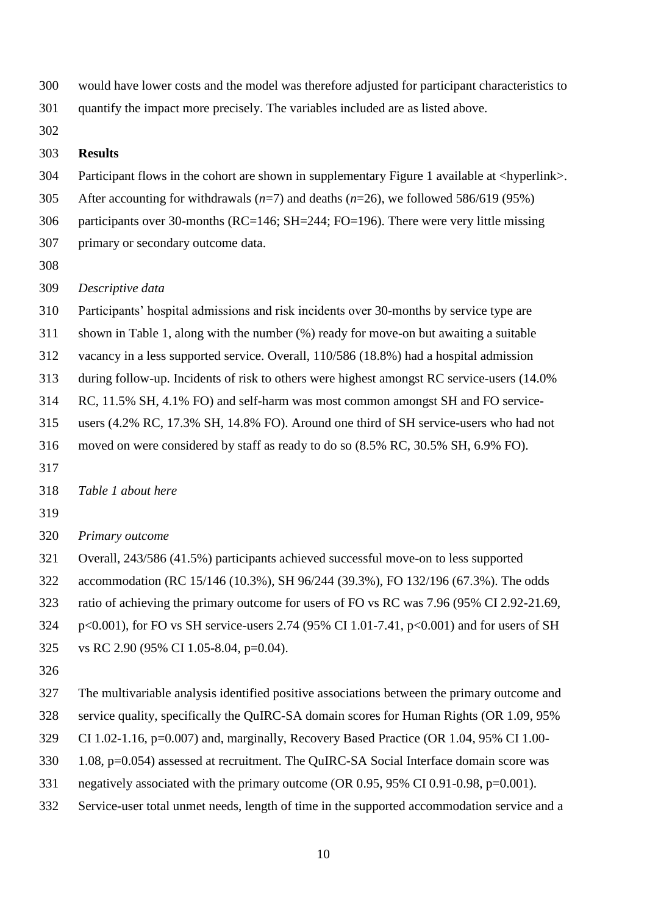would have lower costs and the model was therefore adjusted for participant characteristics to quantify the impact more precisely. The variables included are as listed above.

**Results**

Participant flows in the cohort are shown in supplementary Figure 1 available at <hyperlink>. After accounting for withdrawals (*n*=7) and deaths (*n*=26), we followed 586/619 (95%) participants over 30-months (RC=146; SH=244; FO=196). There were very little missing primary or secondary outcome data.

*Descriptive data*

Participants' hospital admissions and risk incidents over 30-months by service type are shown in Table 1, along with the number (%) ready for move-on but awaiting a suitable vacancy in a less supported service. Overall, 110/586 (18.8%) had a hospital admission during follow-up. Incidents of risk to others were highest amongst RC service-users (14.0% RC, 11.5% SH, 4.1% FO) and self-harm was most common amongst SH and FO service-users (4.2% RC, 17.3% SH, 14.8% FO). Around one third of SH service-users who had not moved on were considered by staff as ready to do so (8.5% RC, 30.5% SH, 6.9% FO).

*Table 1 about here*

*Primary outcome*

Overall, 243/586 (41.5%) participants achieved successful move-on to less supported accommodation (RC 15/146 (10.3%), SH 96/244 (39.3%), FO 132/196 (67.3%). The odds ratio of achieving the primary outcome for users of FO vs RC was 7.96 (95% CI 2.92-21.69, $p<0.001$), for FO vs SH service-users 2.74 (95% CI 1.01-7.41, $p<0.001$) and for users of SH vs RC 2.90 (95% CI 1.05-8.04, $p=0.04$).

The multivariable analysis identified positive associations between the primary outcome and service quality, specifically the QuIRC-SA domain scores for Human Rights (OR 1.09, 95% CI 1.02-1.16, $p=0.007$) and, marginally, Recovery Based Practice (OR 1.04, 95% CI 1.00-1.08, $p=0.054$) assessed at recruitment. The QuIRC-SA Social Interface domain score was negatively associated with the primary outcome (OR 0.95, 95% CI 0.91-0.98, $p=0.001$). Service-user total unmet needs, length of time in the supported accommodation service and a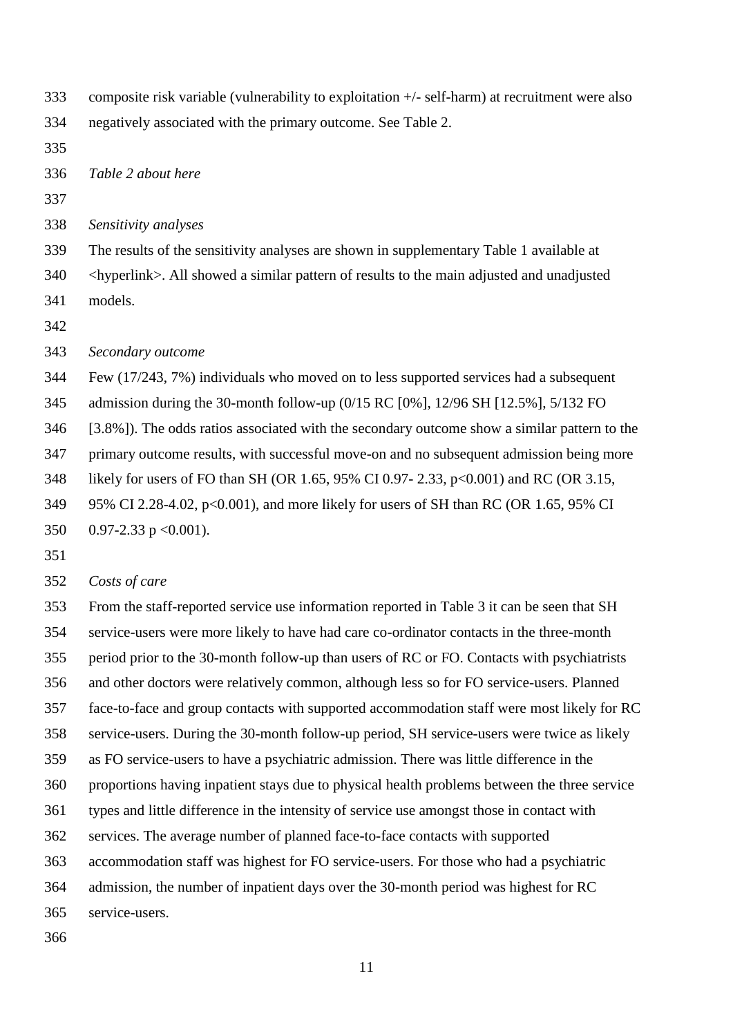composite risk variable (vulnerability to exploitation +/- self-harm) at recruitment were also negatively associated with the primary outcome. See Table 2.

*Table 2 about here*

*Sensitivity analyses*

The results of the sensitivity analyses are shown in supplementary Table 1 available at <hyperlink>. All showed a similar pattern of results to the main adjusted and unadjusted models.

*Secondary outcome*

Few (17/243, 7%) individuals who moved on to less supported services had a subsequent admission during the 30-month follow-up (0/15 RC [0%], 12/96 SH [12.5%], 5/132 FO [3.8%]). The odds ratios associated with the secondary outcome show a similar pattern to the primary outcome results, with successful move-on and no subsequent admission being more likely for users of FO than SH (OR 1.65, 95% CI 0.97- 2.33, $p<0.001$) and RC (OR 3.15, 95% CI 2.28-4.02, $p<0.001$), and more likely for users of SH than RC (OR 1.65, 95% CI 0.97-2.33 $p <0.001$).

*Costs of care*

From the staff-reported service use information reported in Table 3 it can be seen that SH service-users were more likely to have had care co-ordinator contacts in the three-month period prior to the 30-month follow-up than users of RC or FO. Contacts with psychiatrists and other doctors were relatively common, although less so for FO service-users. Planned face-to-face and group contacts with supported accommodation staff were most likely for RC service-users. During the 30-month follow-up period, SH service-users were twice as likely as FO service-users to have a psychiatric admission. There was little difference in the proportions having inpatient stays due to physical health problems between the three service types and little difference in the intensity of service use amongst those in contact with services. The average number of planned face-to-face contacts with supported accommodation staff was highest for FO service-users. For those who had a psychiatric admission, the number of inpatient days over the 30-month period was highest for RC service-users.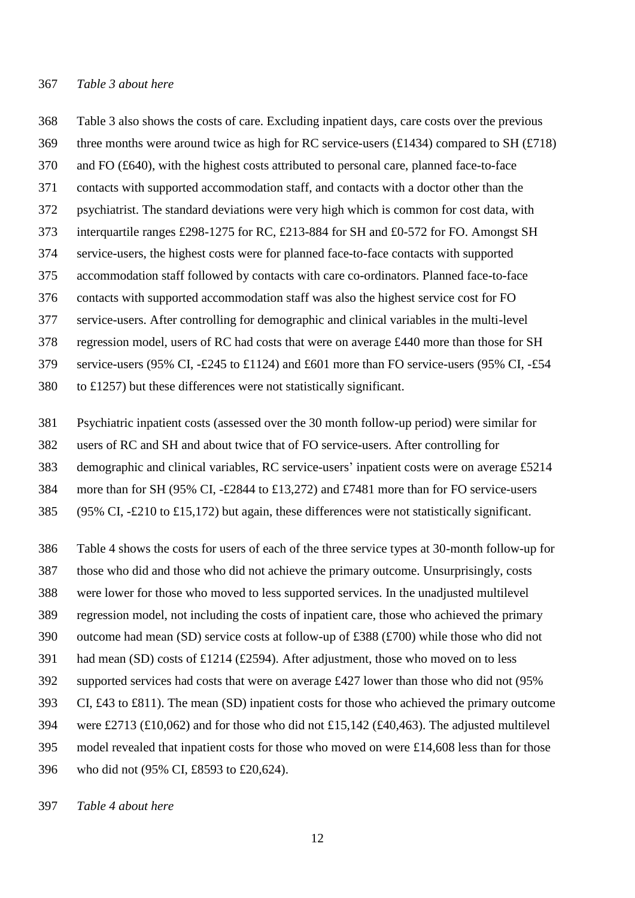*Table 3 about here*

Table 3 also shows the costs of care. Excluding inpatient days, care costs over the previous three months were around twice as high for RC service-users (£1434) compared to SH (£718) and FO (£640), with the highest costs attributed to personal care, planned face-to-face contacts with supported accommodation staff, and contacts with a doctor other than the psychiatrist. The standard deviations were very high which is common for cost data, with interquartile ranges £298-1275 for RC, £213-884 for SH and £0-572 for FO. Amongst SH service-users, the highest costs were for planned face-to-face contacts with supported accommodation staff followed by contacts with care co-ordinators. Planned face-to-face contacts with supported accommodation staff was also the highest service cost for FO service-users. After controlling for demographic and clinical variables in the multi-level regression model, users of RC had costs that were on average £440 more than those for SH service-users (95% CI, -£245 to £1124) and £601 more than FO service-users (95% CI, -£54 to £1257) but these differences were not statistically significant.

Psychiatric inpatient costs (assessed over the 30 month follow-up period) were similar for users of RC and SH and about twice that of FO service-users. After controlling for demographic and clinical variables, RC service-users' inpatient costs were on average £5214 more than for SH (95% CI, -£2844 to £13,272) and £7481 more than for FO service-users (95% CI, -£210 to £15,172) but again, these differences were not statistically significant.

Table 4 shows the costs for users of each of the three service types at 30-month follow-up for those who did and those who did not achieve the primary outcome. Unsurprisingly, costs were lower for those who moved to less supported services. In the unadjusted multilevel regression model, not including the costs of inpatient care, those who achieved the primary outcome had mean (SD) service costs at follow-up of £388 (£700) while those who did not had mean (SD) costs of £1214 (£2594). After adjustment, those who moved on to less supported services had costs that were on average £427 lower than those who did not (95% CI, £43 to £811). The mean (SD) inpatient costs for those who achieved the primary outcome were £2713 (£10,062) and for those who did not £15,142 (£40,463). The adjusted multilevel model revealed that inpatient costs for those who moved on were £14,608 less than for those who did not (95% CI, £8593 to £20,624).

*Table 4 about here*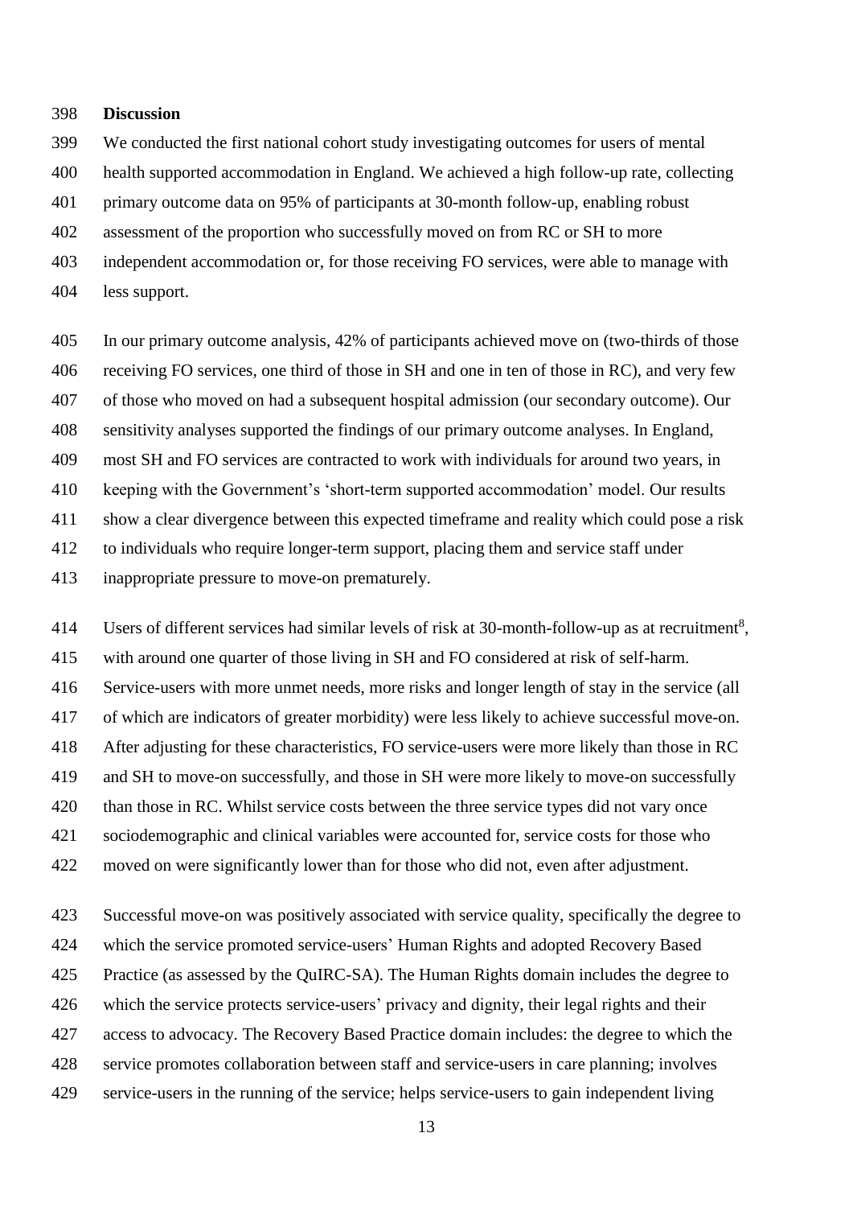## Discussion

We conducted the first national cohort study investigating outcomes for users of mental health supported accommodation in England. We achieved a high follow-up rate, collecting primary outcome data on 95% of participants at 30-month follow-up, enabling robust assessment of the proportion who successfully moved on from RC or SH to more independent accommodation or, for those receiving FO services, were able to manage with less support.

In our primary outcome analysis, 42% of participants achieved move on (two-thirds of those receiving FO services, one third of those in SH and one in ten of those in RC), and very few of those who moved on had a subsequent hospital admission (our secondary outcome). Our sensitivity analyses supported the findings of our primary outcome analyses. In England, most SH and FO services are contracted to work with individuals for around two years, in keeping with the Government's 'short-term supported accommodation' model. Our results show a clear divergence between this expected timeframe and reality which could pose a risk to individuals who require longer-term support, placing them and service staff under inappropriate pressure to move-on prematurely.

Users of different services had similar levels of risk at 30-month-follow-up as at recruitment[8], with around one quarter of those living in SH and FO considered at risk of self-harm. Service-users with more unmet needs, more risks and longer length of stay in the service (all of which are indicators of greater morbidity) were less likely to achieve successful move-on. After adjusting for these characteristics, FO service-users were more likely than those in RC and SH to move-on successfully, and those in SH were more likely to move-on successfully than those in RC. Whilst service costs between the three service types did not vary once sociodemographic and clinical variables were accounted for, service costs for those who moved on were significantly lower than for those who did not, even after adjustment.

Successful move-on was positively associated with service quality, specifically the degree to which the service promoted service-users' Human Rights and adopted Recovery Based Practice (as assessed by the QuIRC-SA). The Human Rights domain includes the degree to which the service protects service-users' privacy and dignity, their legal rights and their access to advocacy. The Recovery Based Practice domain includes: the degree to which the service promotes collaboration between staff and service-users in care planning; involves service-users in the running of the service; helps service-users to gain independent living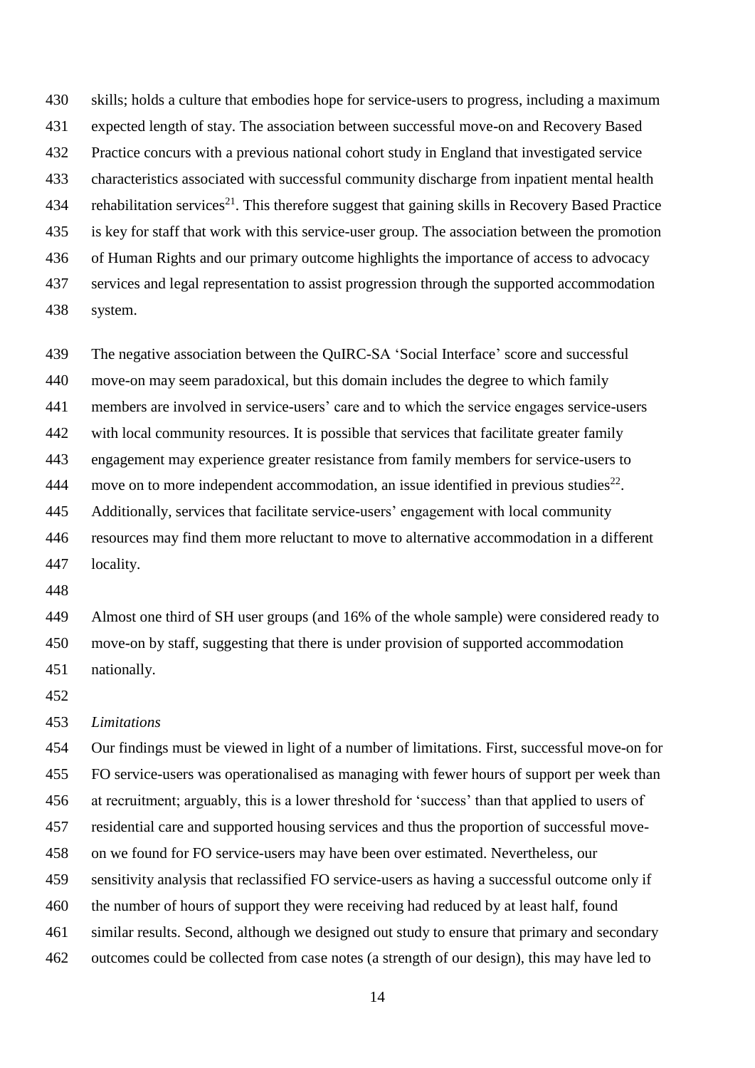skills; holds a culture that embodies hope for service-users to progress, including a maximum expected length of stay. The association between successful move-on and Recovery Based Practice concurs with a previous national cohort study in England that investigated service characteristics associated with successful community discharge from inpatient mental health rehabilitation services[21]. This therefore suggest that gaining skills in Recovery Based Practice is key for staff that work with this service-user group. The association between the promotion of Human Rights and our primary outcome highlights the importance of access to advocacy services and legal representation to assist progression through the supported accommodation system.

The negative association between the QuIRC-SA 'Social Interface' score and successful move-on may seem paradoxical, but this domain includes the degree to which family members are involved in service-users' care and to which the service engages service-users with local community resources. It is possible that services that facilitate greater family engagement may experience greater resistance from family members for service-users to move on to more independent accommodation, an issue identified in previous studies[22]. Additionally, services that facilitate service-users' engagement with local community resources may find them more reluctant to move to alternative accommodation in a different locality.

Almost one third of SH user groups (and 16% of the whole sample) were considered ready to move-on by staff, suggesting that there is under provision of supported accommodation nationally.

*Limitations*

Our findings must be viewed in light of a number of limitations. First, successful move-on for FO service-users was operationalised as managing with fewer hours of support per week than at recruitment; arguably, this is a lower threshold for 'success' than that applied to users of residential care and supported housing services and thus the proportion of successful move-on we found for FO service-users may have been over estimated. Nevertheless, our sensitivity analysis that reclassified FO service-users as having a successful outcome only if the number of hours of support they were receiving had reduced by at least half, found similar results. Second, although we designed out study to ensure that primary and secondary outcomes could be collected from case notes (a strength of our design), this may have led to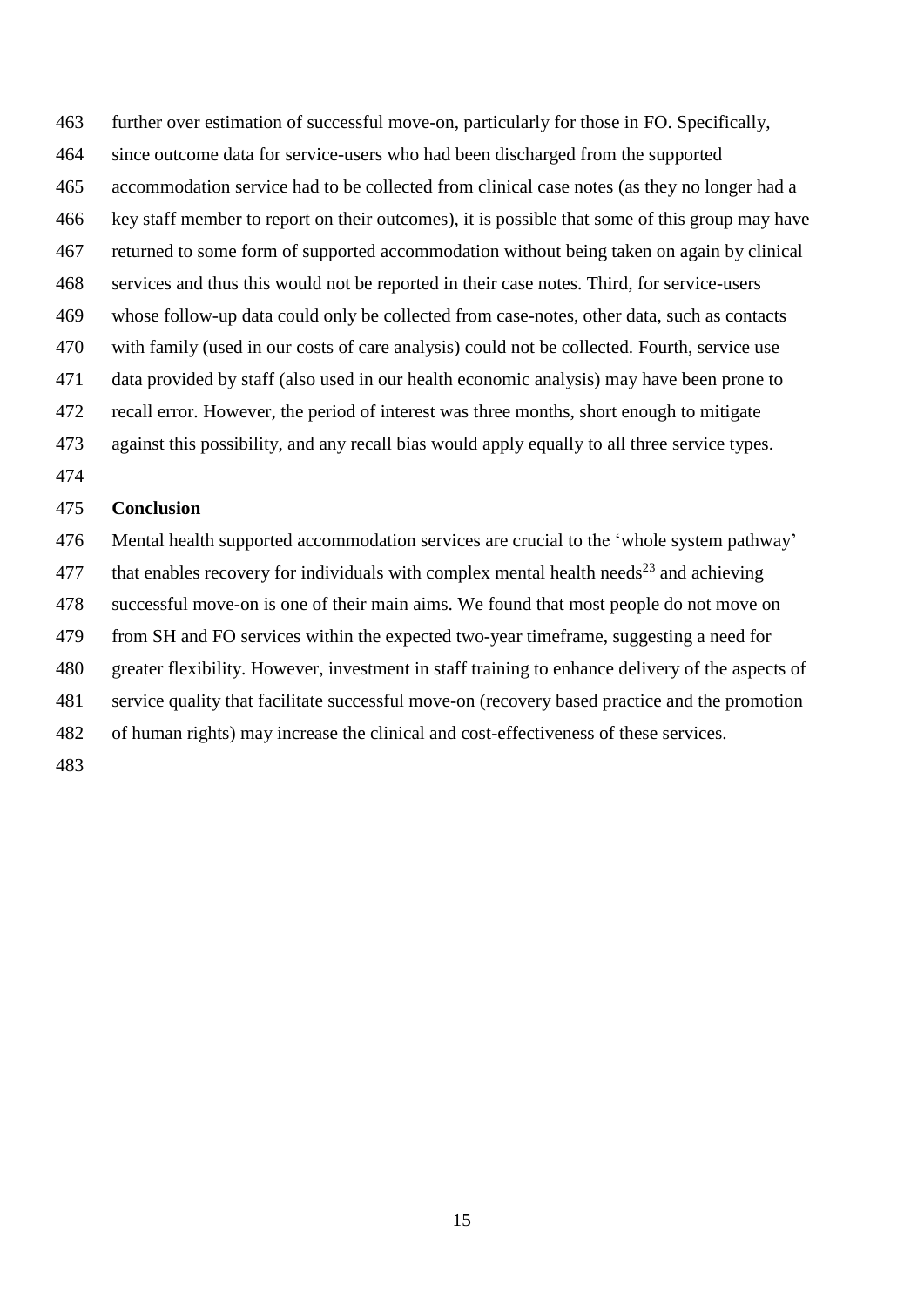further over estimation of successful move-on, particularly for those in FO. Specifically, since outcome data for service-users who had been discharged from the supported accommodation service had to be collected from clinical case notes (as they no longer had a key staff member to report on their outcomes), it is possible that some of this group may have returned to some form of supported accommodation without being taken on again by clinical services and thus this would not be reported in their case notes. Third, for service-users whose follow-up data could only be collected from case-notes, other data, such as contacts with family (used in our costs of care analysis) could not be collected. Fourth, service use data provided by staff (also used in our health economic analysis) may have been prone to recall error. However, the period of interest was three months, short enough to mitigate against this possibility, and any recall bias would apply equally to all three service types.

## Conclusion

Mental health supported accommodation services are crucial to the 'whole system pathway' that enables recovery for individuals with complex mental health needs[23] and achieving successful move-on is one of their main aims. We found that most people do not move on from SH and FO services within the expected two-year timeframe, suggesting a need for greater flexibility. However, investment in staff training to enhance delivery of the aspects of service quality that facilitate successful move-on (recovery based practice and the promotion of human rights) may increase the clinical and cost-effectiveness of these services.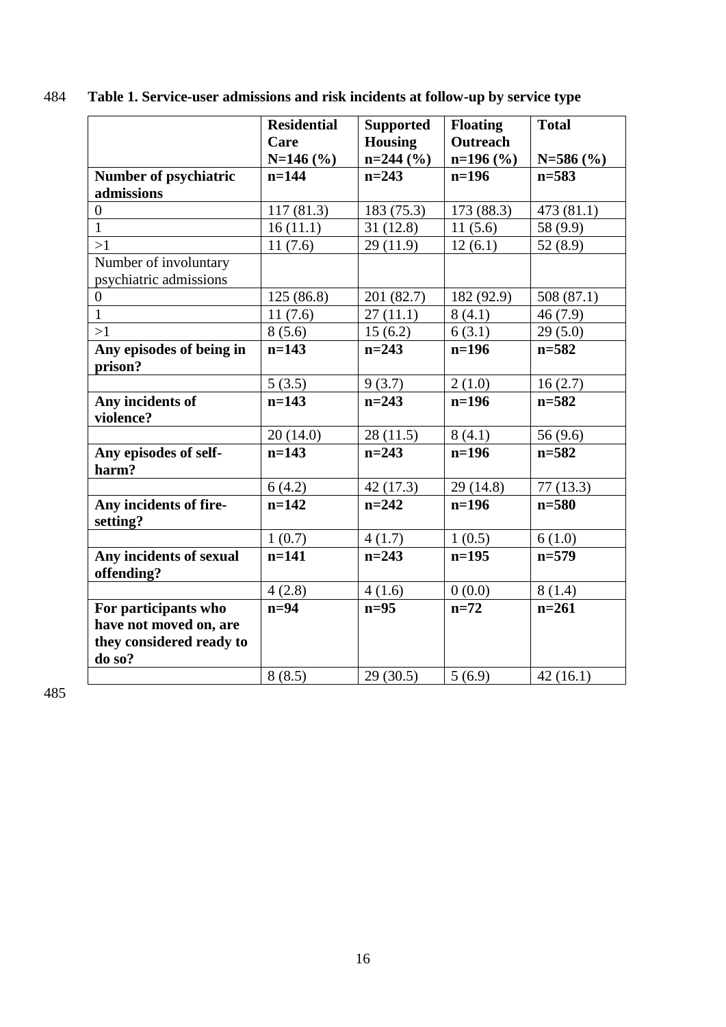**Table 1. Service-user admissions and risk incidents at follow-up by service type**

| | Residential Care N=146 (%) | Supported Housing n=244 (%) | Floating Outreach n=196 (%) | Total N=586 (%) |
|---|---|---|---|---|
| **Number of psychiatric admissions** | **n=144** | **n=243** | **n=196** | **n=583** |
| 0 | 117 (81.3) | 183 (75.3) | 173 (88.3) | 473 (81.1) |
| 1 | 16 (11.1) | 31 (12.8) | 11 (5.6) | 58 (9.9) |
| >1 | 11 (7.6) | 29 (11.9) | 12 (6.1) | 52 (8.9) |
| Number of involuntary psychiatric admissions | | | | |
| 0 | 125 (86.8) | 201 (82.7) | 182 (92.9) | 508 (87.1) |
| 1 | 11 (7.6) | 27 (11.1) | 8 (4.1) | 46 (7.9) |
| >1 | 8 (5.6) | 15 (6.2) | 6 (3.1) | 29 (5.0) |
| **Any episodes of being in prison?** | **n=143** | **n=243** | **n=196** | **n=582** |
| | 5 (3.5) | 9 (3.7) | 2 (1.0) | 16 (2.7) |
| **Any incidents of violence?** | **n=143** | **n=243** | **n=196** | **n=582** |
| | 20 (14.0) | 28 (11.5) | 8 (4.1) | 56 (9.6) |
| **Any episodes of self-harm?** | **n=143** | **n=243** | **n=196** | **n=582** |
| | 6 (4.2) | 42 (17.3) | 29 (14.8) | 77 (13.3) |
| **Any incidents of fire-setting?** | **n=142** | **n=242** | **n=196** | **n=580** |
| | 1 (0.7) | 4 (1.7) | 1 (0.5) | 6 (1.0) |
| **Any incidents of sexual offending?** | **n=141** | **n=243** | **n=195** | **n=579** |
| | 4 (2.8) | 4 (1.6) | 0 (0.0) | 8 (1.4) |
| **For participants who have not moved on, are they considered ready to do so?** | **n=94** | **n=95** | **n=72** | **n=261** |
| | 8 (8.5) | 29 (30.5) | 5 (6.9) | 42 (16.1) |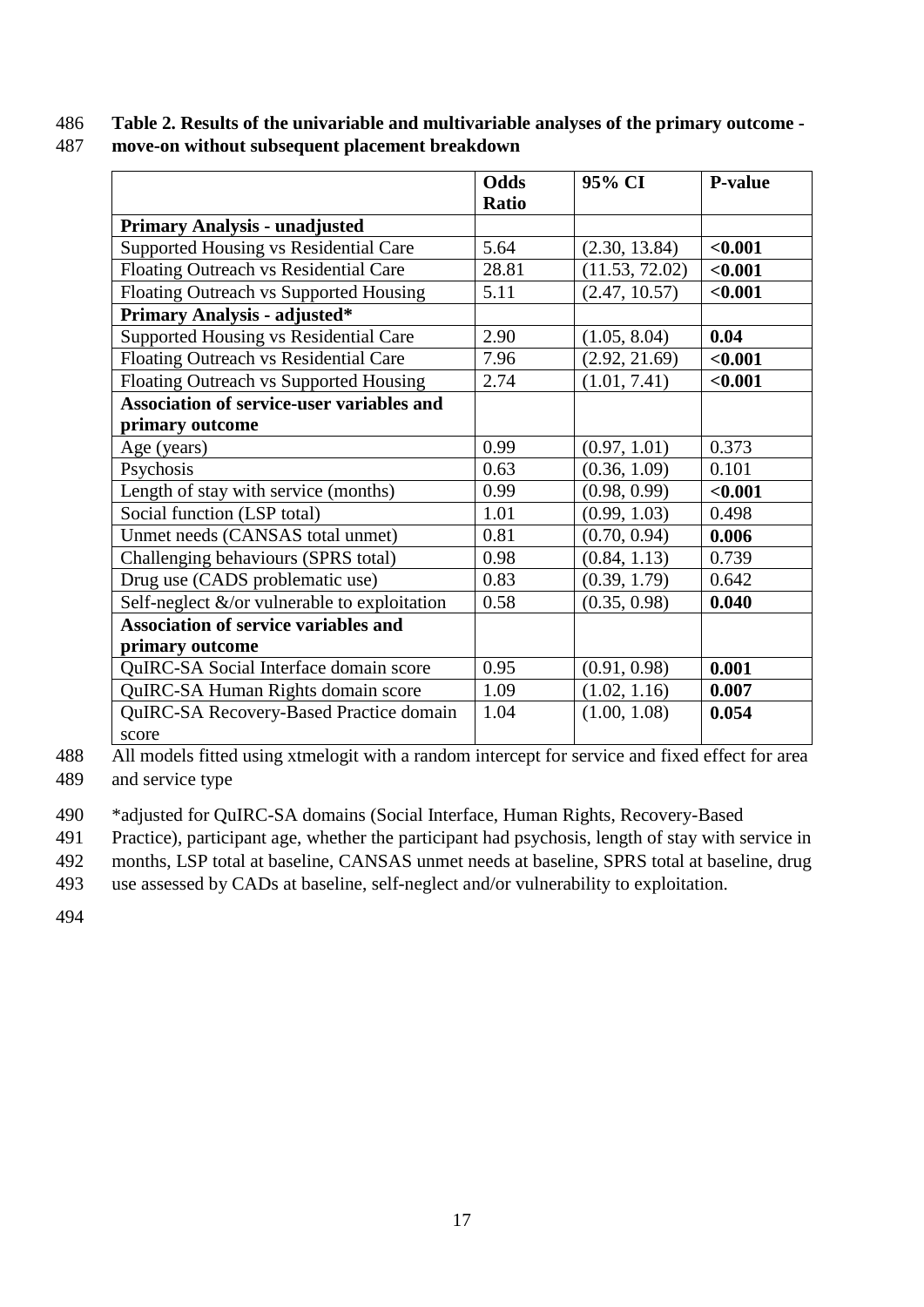**Table 2. Results of the univariable and multivariable analyses of the primary outcome - move-on without subsequent placement breakdown**

| | Odds Ratio | 95% CI | P-value |
|---|---|---|---|
| **Primary Analysis - unadjusted** | | | |
| Supported Housing vs Residential Care | 5.64 | (2.30, 13.84) | **<0.001** |
| Floating Outreach vs Residential Care | 28.81 | (11.53, 72.02) | **<0.001** |
| Floating Outreach vs Supported Housing | 5.11 | (2.47, 10.57) | **<0.001** |
| **Primary Analysis - adjusted*** | | | |
| Supported Housing vs Residential Care | 2.90 | (1.05, 8.04) | **0.04** |
| Floating Outreach vs Residential Care | 7.96 | (2.92, 21.69) | **<0.001** |
| Floating Outreach vs Supported Housing | 2.74 | (1.01, 7.41) | **<0.001** |
| **Association of service-user variables and primary outcome** | | | |
| Age (years) | 0.99 | (0.97, 1.01) | 0.373 |
| Psychosis | 0.63 | (0.36, 1.09) | 0.101 |
| Length of stay with service (months) | 0.99 | (0.98, 0.99) | **<0.001** |
| Social function (LSP total) | 1.01 | (0.99, 1.03) | 0.498 |
| Unmet needs (CANSAS total unmet) | 0.81 | (0.70, 0.94) | **0.006** |
| Challenging behaviours (SPRS total) | 0.98 | (0.84, 1.13) | 0.739 |
| Drug use (CADS problematic use) | 0.83 | (0.39, 1.79) | 0.642 |
| Self-neglect &/or vulnerable to exploitation | 0.58 | (0.35, 0.98) | **0.040** |
| **Association of service variables and primary outcome** | | | |
| QuIRC-SA Social Interface domain score | 0.95 | (0.91, 0.98) | **0.001** |
| QuIRC-SA Human Rights domain score | 1.09 | (1.02, 1.16) | **0.007** |
| QuIRC-SA Recovery-Based Practice domain score | 1.04 | (1.00, 1.08) | **0.054** |

All models fitted using xtmelogit with a random intercept for service and fixed effect for area and service type

*adjusted for QuIRC-SA domains (Social Interface, Human Rights, Recovery-Based Practice), participant age, whether the participant had psychosis, length of stay with service in months, LSP total at baseline, CANSAS unmet needs at baseline, SPRS total at baseline, drug use assessed by CADs at baseline, self-neglect and/or vulnerability to exploitation.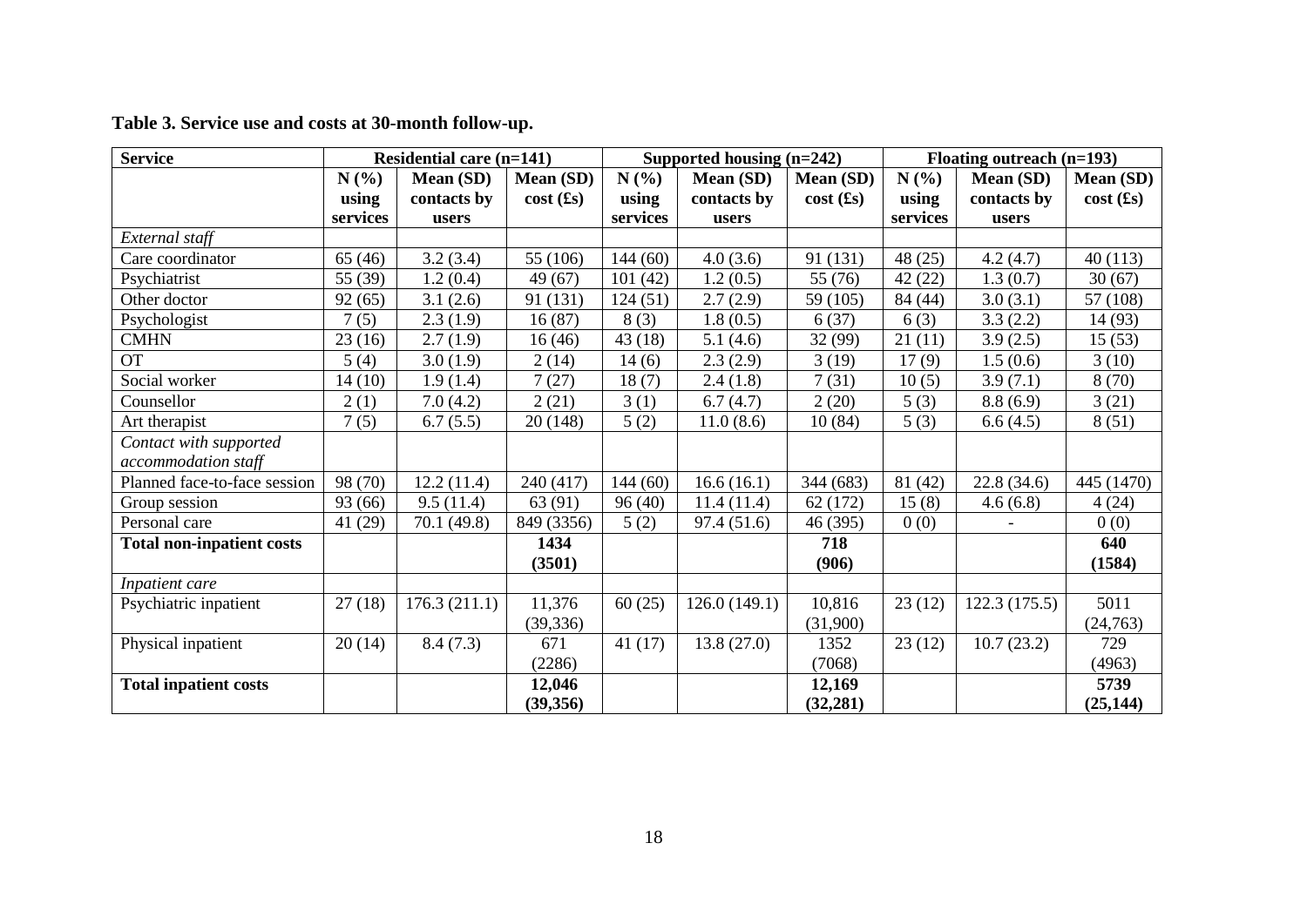**Table 3. Service use and costs at 30-month follow-up.**

| Service | Residential care (n=141) | | | Supported housing (n=242) | | | Floating outreach (n=193) | | |
|---|---|---|---|---|---|---|---|---|---|
| | N (%) using services | Mean (SD) contacts by users | Mean (SD) cost (£s) | N (%) using services | Mean (SD) contacts by users | Mean (SD) cost (£s) | N (%) using services | Mean (SD) contacts by users | Mean (SD) cost (£s) |
| *External staff* | | | | | | | | | |
| Care coordinator | 65 (46) | 3.2 (3.4) | 55 (106) | 144 (60) | 4.0 (3.6) | 91 (131) | 48 (25) | 4.2 (4.7) | 40 (113) |
| Psychiatrist | 55 (39) | 1.2 (0.4) | 49 (67) | 101 (42) | 1.2 (0.5) | 55 (76) | 42 (22) | 1.3 (0.7) | 30 (67) |
| Other doctor | 92 (65) | 3.1 (2.6) | 91 (131) | 124 (51) | 2.7 (2.9) | 59 (105) | 84 (44) | 3.0 (3.1) | 57 (108) |
| Psychologist | 7 (5) | 2.3 (1.9) | 16 (87) | 8 (3) | 1.8 (0.5) | 6 (37) | 6 (3) | 3.3 (2.2) | 14 (93) |
| CMHN | 23 (16) | 2.7 (1.9) | 16 (46) | 43 (18) | 5.1 (4.6) | 32 (99) | 21 (11) | 3.9 (2.5) | 15 (53) |
| OT | 5 (4) | 3.0 (1.9) | 2 (14) | 14 (6) | 2.3 (2.9) | 3 (19) | 17 (9) | 1.5 (0.6) | 3 (10) |
| Social worker | 14 (10) | 1.9 (1.4) | 7 (27) | 18 (7) | 2.4 (1.8) | 7 (31) | 10 (5) | 3.9 (7.1) | 8 (70) |
| Counsellor | 2 (1) | 7.0 (4.2) | 2 (21) | 3 (1) | 6.7 (4.7) | 2 (20) | 5 (3) | 8.8 (6.9) | 3 (21) |
| Art therapist | 7 (5) | 6.7 (5.5) | 20 (148) | 5 (2) | 11.0 (8.6) | 10 (84) | 5 (3) | 6.6 (4.5) | 8 (51) |
| *Contact with supported accommodation staff* | | | | | | | | | |
| Planned face-to-face session | 98 (70) | 12.2 (11.4) | 240 (417) | 144 (60) | 16.6 (16.1) | 344 (683) | 81 (42) | 22.8 (34.6) | 445 (1470) |
| Group session | 93 (66) | 9.5 (11.4) | 63 (91) | 96 (40) | 11.4 (11.4) | 62 (172) | 15 (8) | 4.6 (6.8) | 4 (24) |
| Personal care | 41 (29) | 70.1 (49.8) | 849 (3356) | 5 (2) | 97.4 (51.6) | 46 (395) | 0 (0) | - | 0 (0) |
| **Total non-inpatient costs** | | | **1434 (3501)** | | | **718 (906)** | | | **640 (1584)** |
| *Inpatient care* | | | | | | | | | |
| Psychiatric inpatient | 27 (18) | 176.3 (211.1) | 11,376 (39,336) | 60 (25) | 126.0 (149.1) | 10,816 (31,900) | 23 (12) | 122.3 (175.5) | 5011 (24,763) |
| Physical inpatient | 20 (14) | 8.4 (7.3) | 671 (2286) | 41 (17) | 13.8 (27.0) | 1352 (7068) | 23 (12) | 10.7 (23.2) | 729 (4963) |
| **Total inpatient costs** | | | **12,046 (39,356)** | | | **12,169 (32,281)** | | | **5739 (25,144)** |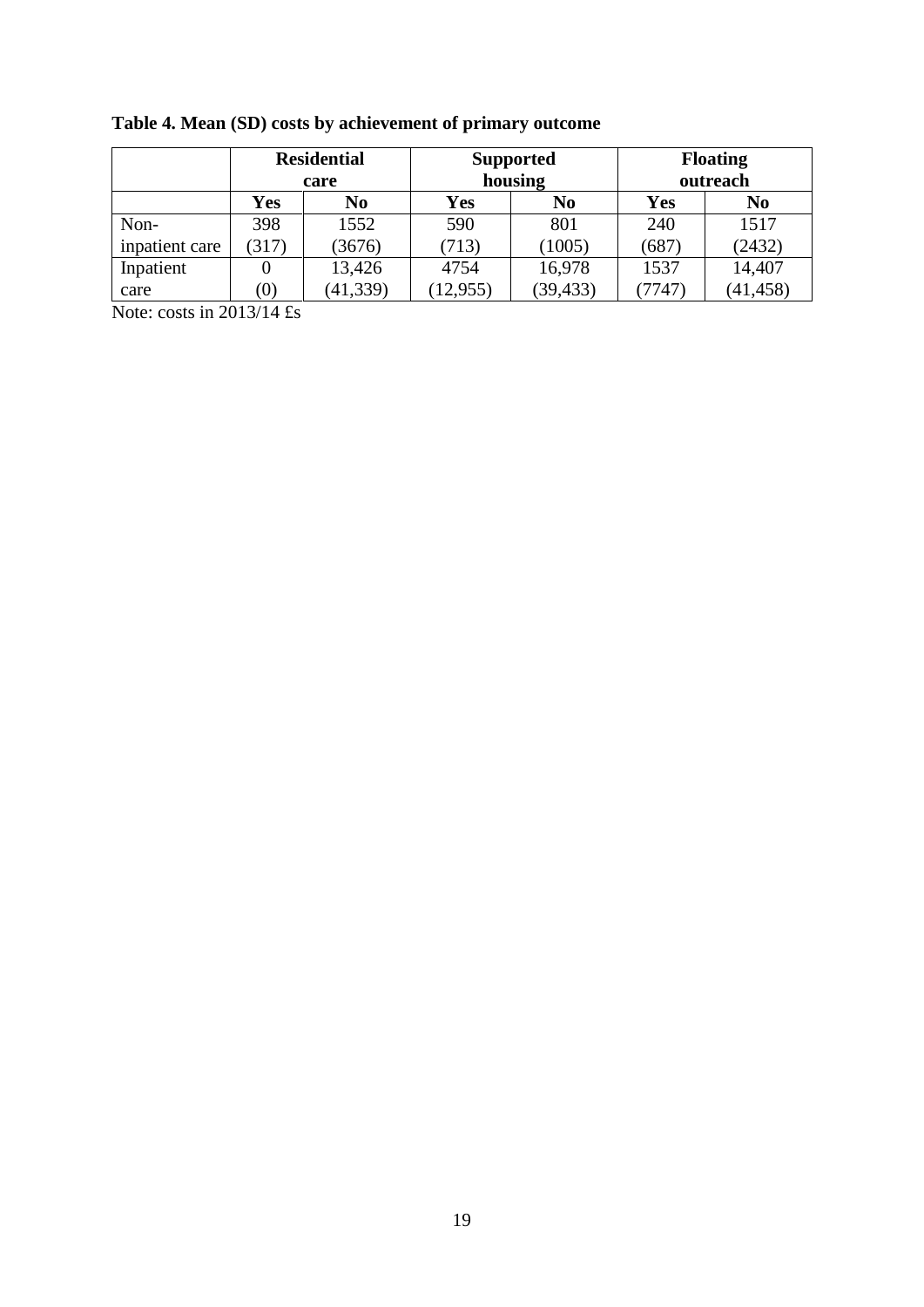**Table 4. Mean (SD) costs by achievement of primary outcome**

| | Residential care | | Supported housing | | Floating outreach | |
|---|---|---|---|---|---|---|
| | **Yes** | **No** | **Yes** | **No** | **Yes** | **No** |
| Non-inpatient care | 398 (317) | 1552 (3676) | 590 (713) | 801 (1005) | 240 (687) | 1517 (2432) |
| Inpatient care | 0 (0) | 13,426 (41,339) | 4754 (12,955) | 16,978 (39,433) | 1537 (7747) | 14,407 (41,458) |

Note: costs in 2013/14 £s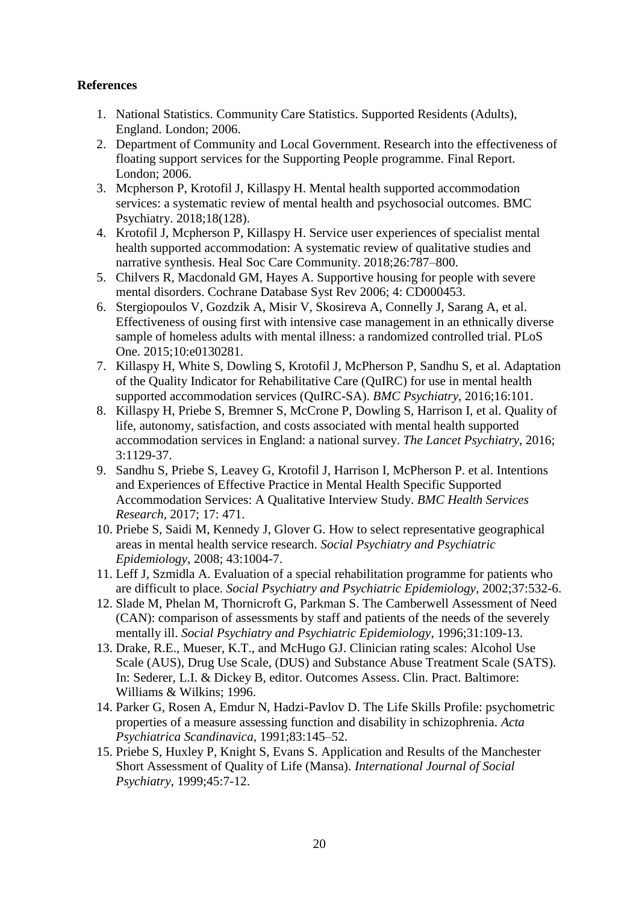**References**

1. National Statistics. Community Care Statistics. Supported Residents (Adults), England. London; 2006.
2. Department of Community and Local Government. Research into the effectiveness of floating support services for the Supporting People programme. Final Report. London; 2006.
3. Mcpherson P, Krotofil J, Killaspy H. Mental health supported accommodation services: a systematic review of mental health and psychosocial outcomes. BMC Psychiatry. 2018;18(128).
4. Krotofil J, Mcpherson P, Killaspy H. Service user experiences of specialist mental health supported accommodation: A systematic review of qualitative studies and narrative synthesis. Heal Soc Care Community. 2018;26:787–800.
5. Chilvers R, Macdonald GM, Hayes A. Supportive housing for people with severe mental disorders. Cochrane Database Syst Rev 2006; 4: CD000453.
6. Stergiopoulos V, Gozdzik A, Misir V, Skosireva A, Connelly J, Sarang A, et al. Effectiveness of ousing first with intensive case management in an ethnically diverse sample of homeless adults with mental illness: a randomized controlled trial. PLoS One. 2015;10:e0130281.
7. Killaspy H, White S, Dowling S, Krotofil J, McPherson P, Sandhu S, et al. Adaptation of the Quality Indicator for Rehabilitative Care (QuIRC) for use in mental health supported accommodation services (QuIRC-SA). *BMC Psychiatry*, 2016;16:101.
8. Killaspy H, Priebe S, Bremner S, McCrone P, Dowling S, Harrison I, et al. Quality of life, autonomy, satisfaction, and costs associated with mental health supported accommodation services in England: a national survey. *The Lancet Psychiatry*, 2016; 3:1129-37.
9. Sandhu S, Priebe S, Leavey G, Krotofil J, Harrison I, McPherson P. et al. Intentions and Experiences of Effective Practice in Mental Health Specific Supported Accommodation Services: A Qualitative Interview Study. *BMC Health Services Research*, 2017; 17: 471.
10. Priebe S, Saidi M, Kennedy J, Glover G. How to select representative geographical areas in mental health service research. *Social Psychiatry and Psychiatric Epidemiology*, 2008; 43:1004-7.
11. Leff J, Szmidla A. Evaluation of a special rehabilitation programme for patients who are difficult to place. *Social Psychiatry and Psychiatric Epidemiology*, 2002;37:532-6.
12. Slade M, Phelan M, Thornicroft G, Parkman S. The Camberwell Assessment of Need (CAN): comparison of assessments by staff and patients of the needs of the severely mentally ill. *Social Psychiatry and Psychiatric Epidemiology*, 1996;31:109-13.
13. Drake, R.E., Mueser, K.T., and McHugo GJ. Clinician rating scales: Alcohol Use Scale (AUS), Drug Use Scale, (DUS) and Substance Abuse Treatment Scale (SATS). In: Sederer, L.I. & Dickey B, editor. Outcomes Assess. Clin. Pract. Baltimore: Williams & Wilkins; 1996.
14. Parker G, Rosen A, Emdur N, Hadzi-Pavlov D. The Life Skills Profile: psychometric properties of a measure assessing function and disability in schizophrenia. *Acta Psychiatrica Scandinavica*, 1991;83:145–52.
15. Priebe S, Huxley P, Knight S, Evans S. Application and Results of the Manchester Short Assessment of Quality of Life (Mansa). *International Journal of Social Psychiatry*, 1999;45:7-12.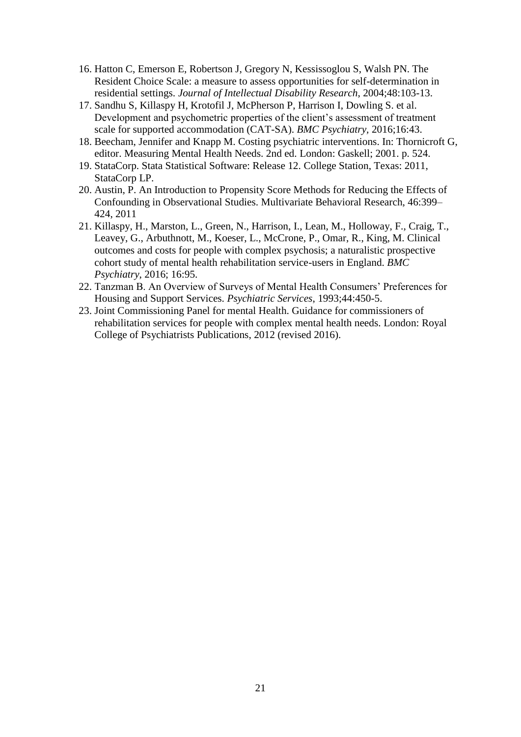16. Hatton C, Emerson E, Robertson J, Gregory N, Kessissoglou S, Walsh PN. The Resident Choice Scale: a measure to assess opportunities for self-determination in residential settings. *Journal of Intellectual Disability Research*, 2004;48:103-13.
17. Sandhu S, Killaspy H, Krotofil J, McPherson P, Harrison I, Dowling S. et al. Development and psychometric properties of the client's assessment of treatment scale for supported accommodation (CAT-SA). *BMC Psychiatry*, 2016;16:43.
18. Beecham, Jennifer and Knapp M. Costing psychiatric interventions. In: Thornicroft G, editor. Measuring Mental Health Needs. 2nd ed. London: Gaskell; 2001. p. 524.
19. StataCorp. Stata Statistical Software: Release 12. College Station, Texas: 2011, StataCorp LP.
20. Austin, P. An Introduction to Propensity Score Methods for Reducing the Effects of Confounding in Observational Studies. Multivariate Behavioral Research, 46:399–424, 2011
21. Killaspy, H., Marston, L., Green, N., Harrison, I., Lean, M., Holloway, F., Craig, T., Leavey, G., Arbuthnott, M., Koeser, L., McCrone, P., Omar, R., King, M. Clinical outcomes and costs for people with complex psychosis; a naturalistic prospective cohort study of mental health rehabilitation service-users in England. *BMC Psychiatry*, 2016; 16:95.
22. Tanzman B. An Overview of Surveys of Mental Health Consumers' Preferences for Housing and Support Services. *Psychiatric Services*, 1993;44:450-5.
23. Joint Commissioning Panel for mental Health. Guidance for commissioners of rehabilitation services for people with complex mental health needs. London: Royal College of Psychiatrists Publications, 2012 (revised 2016).